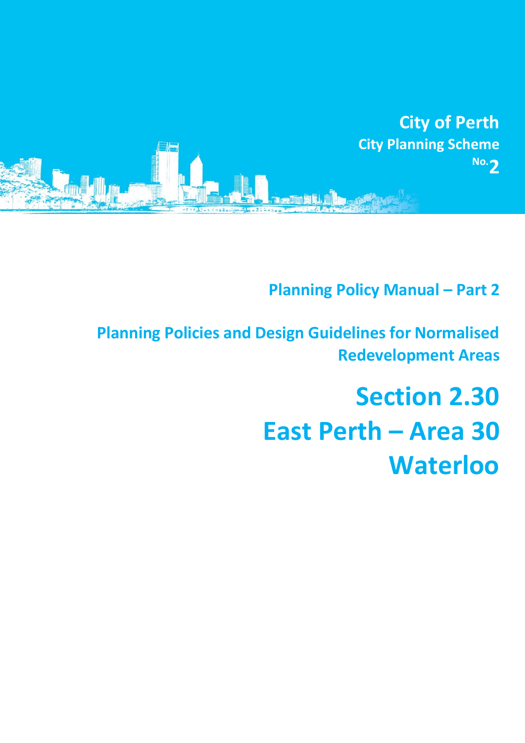City of Perth

City Planning Scheme No. 2

## Planning Policy Manual – Part 2

## Planning Policies and Design Guidelines for Normalised Redevelopment Areas

# Section 2.30
# East Perth – Area 30
# Waterloo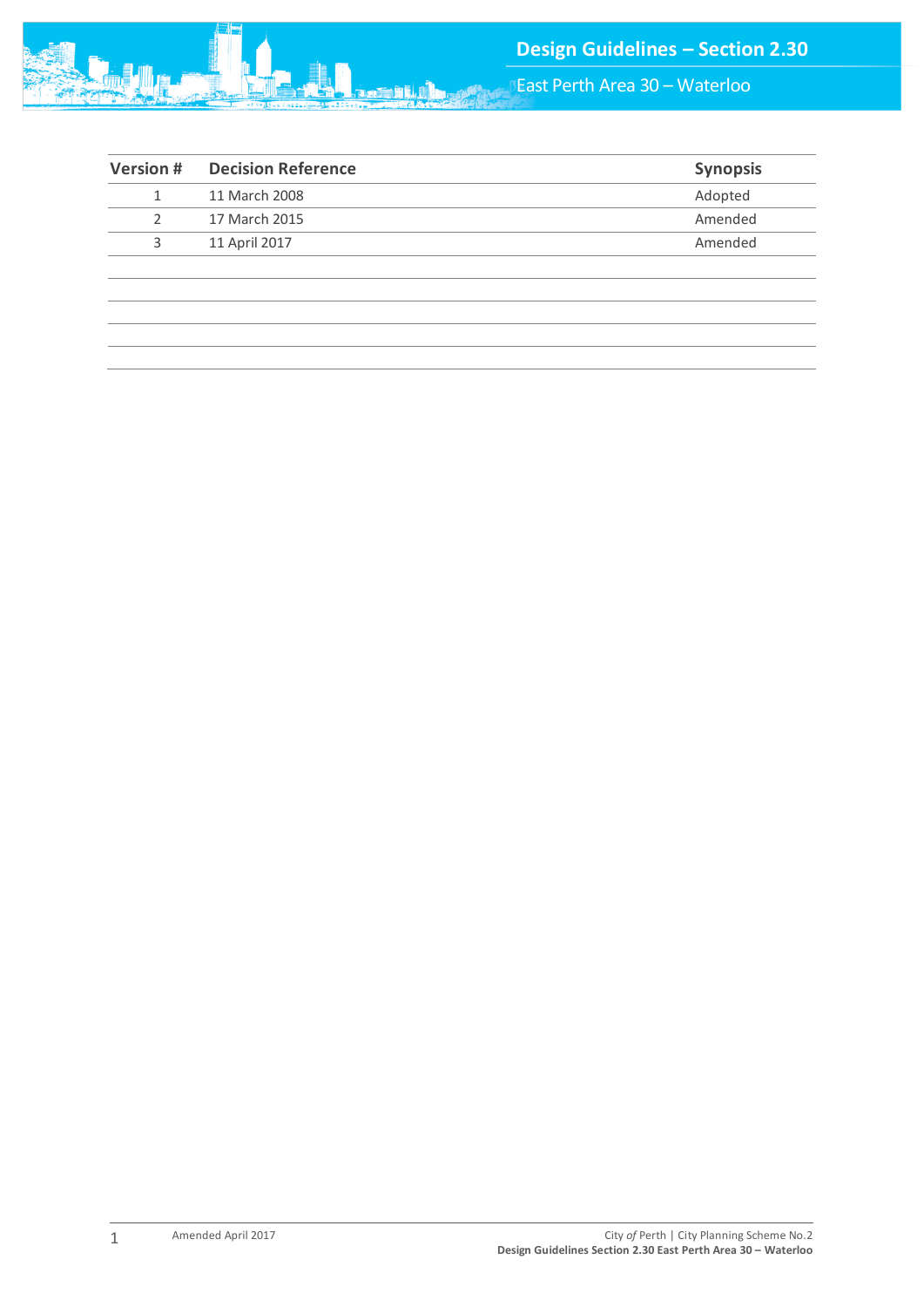| Version # | Decision Reference | Synopsis |
|---|---|---|
| 1 | 11 March 2008 | Adopted |
| 2 | 17 March 2015 | Amended |
| 3 | 11 April 2017 | Amended |
| | | |
| | | |
| | | |
| | | |
| | | |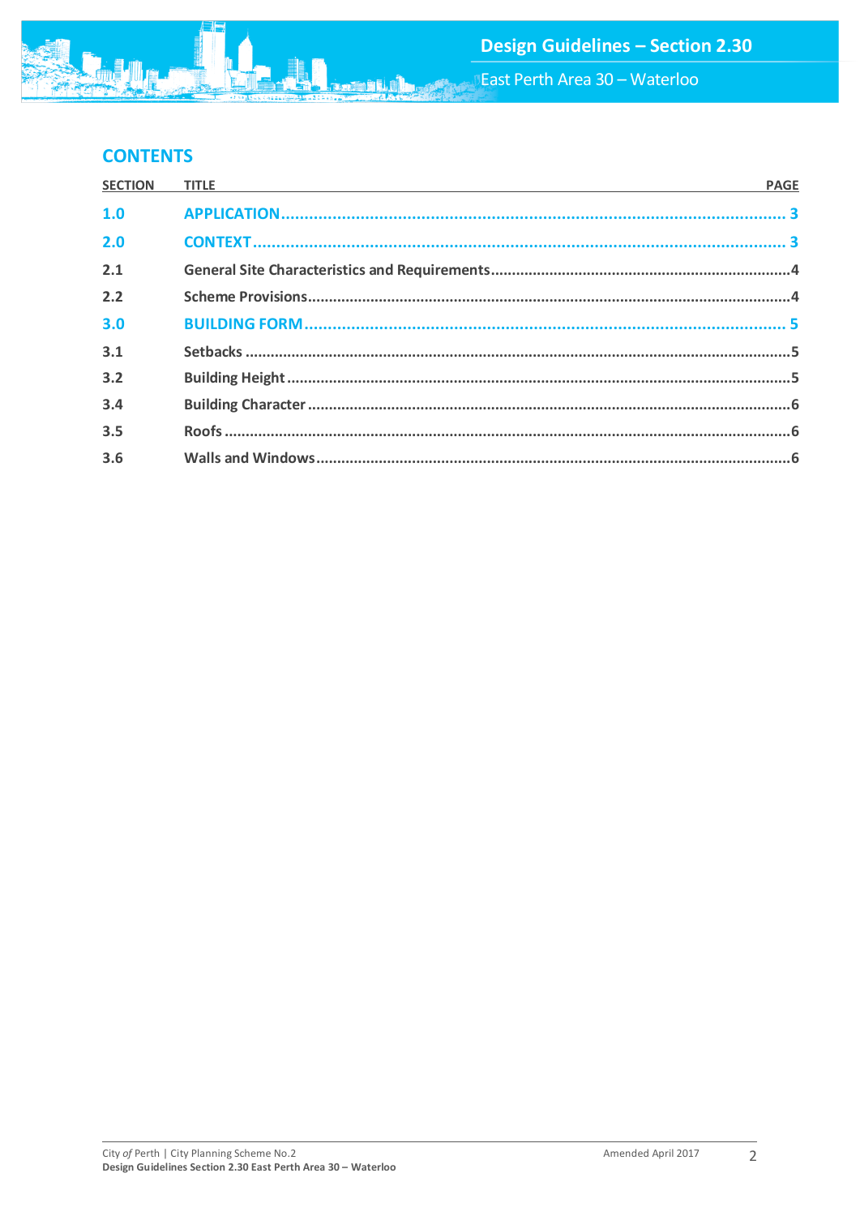## CONTENTS

| SECTION | TITLE | PAGE |
|---|---|---|
| **1.0** | **APPLICATION** | **3** |
| **2.0** | **CONTEXT** | **3** |
| 2.1 | General Site Characteristics and Requirements | 4 |
| 2.2 | Scheme Provisions | 4 |
| **3.0** | **BUILDING FORM** | **5** |
| 3.1 | Setbacks | 5 |
| 3.2 | Building Height | 5 |
| 3.4 | Building Character | 6 |
| 3.5 | Roofs | 6 |
| 3.6 | Walls and Windows | 6 |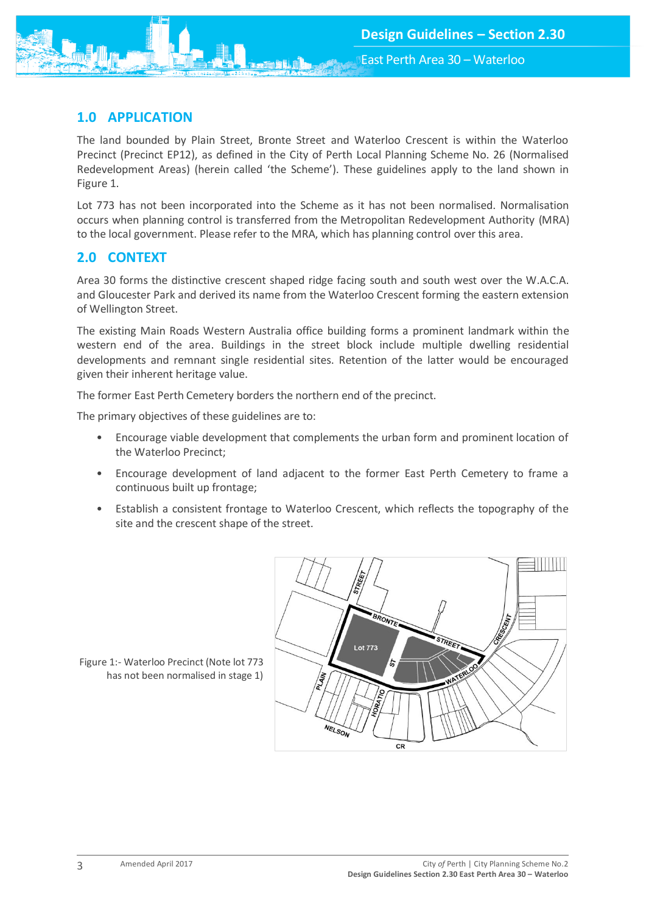## 1.0 APPLICATION

The land bounded by Plain Street, Bronte Street and Waterloo Crescent is within the Waterloo Precinct (Precinct EP12), as defined in the City of Perth Local Planning Scheme No. 26 (Normalised Redevelopment Areas) (herein called 'the Scheme'). These guidelines apply to the land shown in Figure 1.

Lot 773 has not been incorporated into the Scheme as it has not been normalised. Normalisation occurs when planning control is transferred from the Metropolitan Redevelopment Authority (MRA) to the local government. Please refer to the MRA, which has planning control over this area.

## 2.0 CONTEXT

Area 30 forms the distinctive crescent shaped ridge facing south and south west over the W.A.C.A. and Gloucester Park and derived its name from the Waterloo Crescent forming the eastern extension of Wellington Street.

The existing Main Roads Western Australia office building forms a prominent landmark within the western end of the area. Buildings in the street block include multiple dwelling residential developments and remnant single residential sites. Retention of the latter would be encouraged given their inherent heritage value.

The former East Perth Cemetery borders the northern end of the precinct.

The primary objectives of these guidelines are to:

- Encourage viable development that complements the urban form and prominent location of the Waterloo Precinct;
- Encourage development of land adjacent to the former East Perth Cemetery to frame a continuous built up frontage;
- Establish a consistent frontage to Waterloo Crescent, which reflects the topography of the site and the crescent shape of the street.

Figure 1:- Waterloo Precinct (Note lot 773 has not been normalised in stage 1)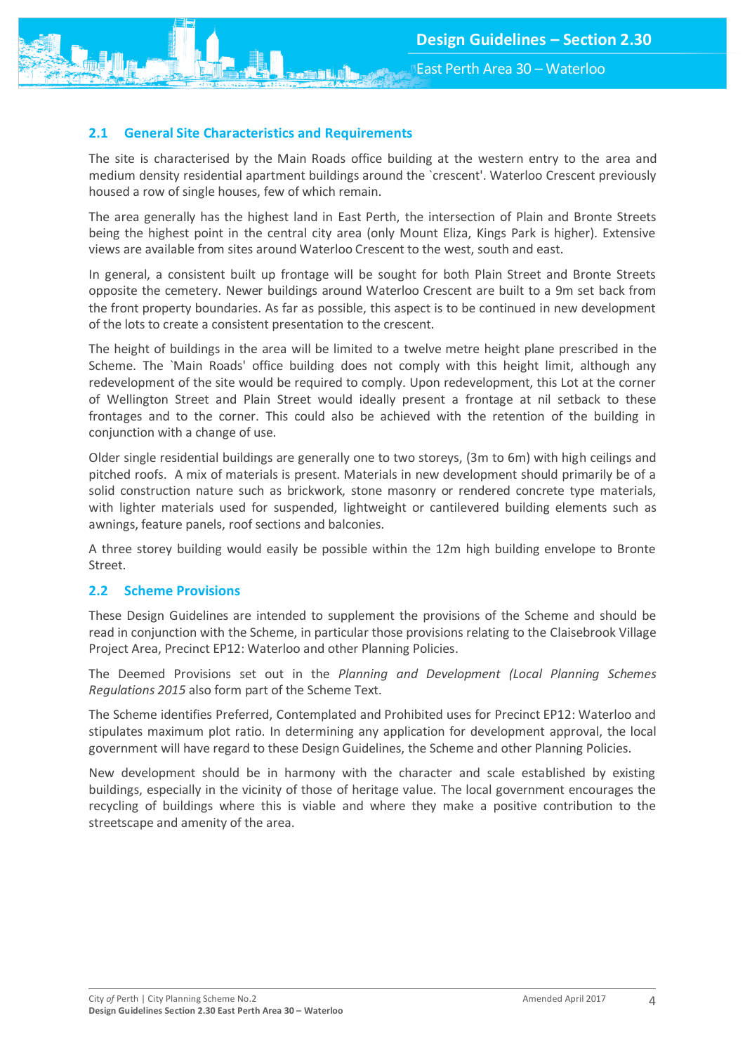## 2.1 General Site Characteristics and Requirements

The site is characterised by the Main Roads office building at the western entry to the area and medium density residential apartment buildings around the `crescent'. Waterloo Crescent previously housed a row of single houses, few of which remain.

The area generally has the highest land in East Perth, the intersection of Plain and Bronte Streets being the highest point in the central city area (only Mount Eliza, Kings Park is higher). Extensive views are available from sites around Waterloo Crescent to the west, south and east.

In general, a consistent built up frontage will be sought for both Plain Street and Bronte Streets opposite the cemetery. Newer buildings around Waterloo Crescent are built to a 9m set back from the front property boundaries. As far as possible, this aspect is to be continued in new development of the lots to create a consistent presentation to the crescent.

The height of buildings in the area will be limited to a twelve metre height plane prescribed in the Scheme. The `Main Roads' office building does not comply with this height limit, although any redevelopment of the site would be required to comply. Upon redevelopment, this Lot at the corner of Wellington Street and Plain Street would ideally present a frontage at nil setback to these frontages and to the corner. This could also be achieved with the retention of the building in conjunction with a change of use.

Older single residential buildings are generally one to two storeys, (3m to 6m) with high ceilings and pitched roofs. A mix of materials is present. Materials in new development should primarily be of a solid construction nature such as brickwork, stone masonry or rendered concrete type materials, with lighter materials used for suspended, lightweight or cantilevered building elements such as awnings, feature panels, roof sections and balconies.

A three storey building would easily be possible within the 12m high building envelope to Bronte Street.

## 2.2 Scheme Provisions

These Design Guidelines are intended to supplement the provisions of the Scheme and should be read in conjunction with the Scheme, in particular those provisions relating to the Claisebrook Village Project Area, Precinct EP12: Waterloo and other Planning Policies.

The Deemed Provisions set out in the *Planning and Development (Local Planning Schemes Regulations 2015* also form part of the Scheme Text.

The Scheme identifies Preferred, Contemplated and Prohibited uses for Precinct EP12: Waterloo and stipulates maximum plot ratio. In determining any application for development approval, the local government will have regard to these Design Guidelines, the Scheme and other Planning Policies.

New development should be in harmony with the character and scale established by existing buildings, especially in the vicinity of those of heritage value. The local government encourages the recycling of buildings where this is viable and where they make a positive contribution to the streetscape and amenity of the area.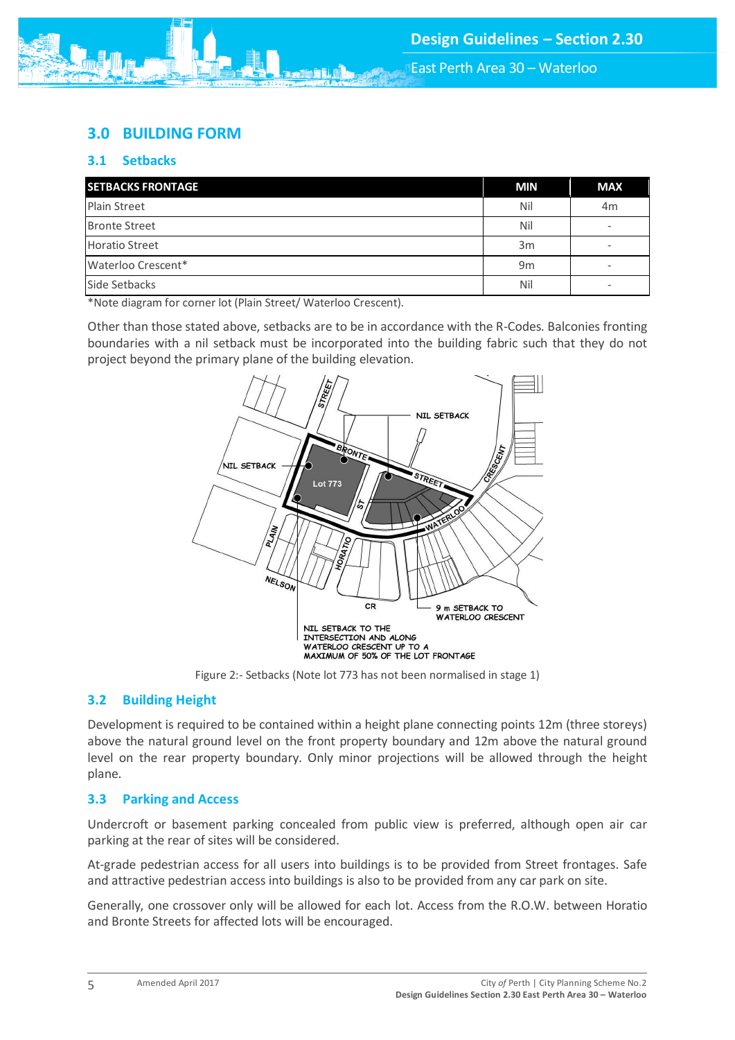## 3.0 BUILDING FORM

### 3.1 Setbacks

| SETBACKS FRONTAGE | MIN | MAX |
|---|---|---|
| Plain Street | Nil | 4m |
| Bronte Street | Nil | - |
| Horatio Street | 3m | - |
| Waterloo Crescent* | 9m | - |
| Side Setbacks | Nil | - |

*Note diagram for corner lot (Plain Street/ Waterloo Crescent).

Other than those stated above, setbacks are to be in accordance with the R-Codes. Balconies fronting boundaries with a nil setback must be incorporated into the building fabric such that they do not project beyond the primary plane of the building elevation.

Figure 2:- Setbacks (Note lot 773 has not been normalised in stage 1)

### 3.2 Building Height

Development is required to be contained within a height plane connecting points 12m (three storeys) above the natural ground level on the front property boundary and 12m above the natural ground level on the rear property boundary. Only minor projections will be allowed through the height plane.

### 3.3 Parking and Access

Undercroft or basement parking concealed from public view is preferred, although open air car parking at the rear of sites will be considered.

At-grade pedestrian access for all users into buildings is to be provided from Street frontages. Safe and attractive pedestrian access into buildings is also to be provided from any car park on site.

Generally, one crossover only will be allowed for each lot. Access from the R.O.W. between Horatio and Bronte Streets for affected lots will be encouraged.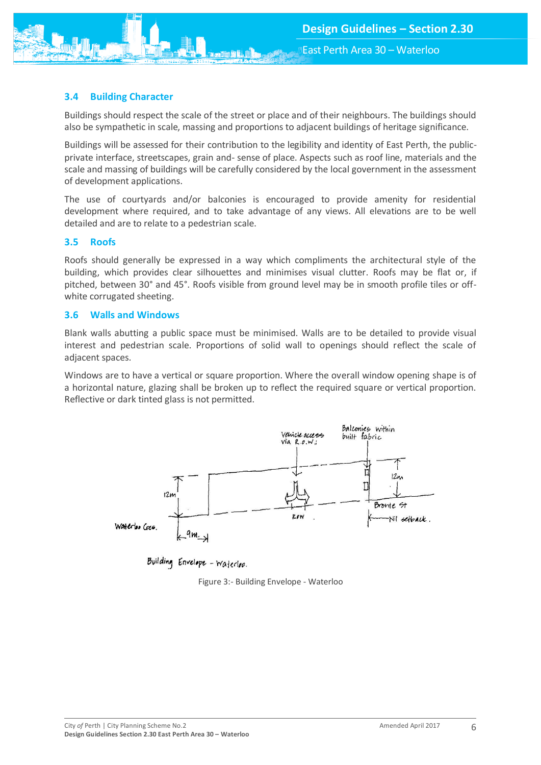### 3.4 Building Character

Buildings should respect the scale of the street or place and of their neighbours. The buildings should also be sympathetic in scale, massing and proportions to adjacent buildings of heritage significance.

Buildings will be assessed for their contribution to the legibility and identity of East Perth, the public-private interface, streetscapes, grain and- sense of place. Aspects such as roof line, materials and the scale and massing of buildings will be carefully considered by the local government in the assessment of development applications.

The use of courtyards and/or balconies is encouraged to provide amenity for residential development where required, and to take advantage of any views. All elevations are to be well detailed and are to relate to a pedestrian scale.

### 3.5 Roofs

Roofs should generally be expressed in a way which compliments the architectural style of the building, which provides clear silhouettes and minimises visual clutter. Roofs may be flat or, if pitched, between 30° and 45°. Roofs visible from ground level may be in smooth profile tiles or off-white corrugated sheeting.

### 3.6 Walls and Windows

Blank walls abutting a public space must be minimised. Walls are to be detailed to provide visual interest and pedestrian scale. Proportions of solid wall to openings should reflect the scale of adjacent spaces.

Windows are to have a vertical or square proportion. Where the overall window opening shape is of a horizontal nature, glazing shall be broken up to reflect the required square or vertical proportion. Reflective or dark tinted glass is not permitted.

Vehicle access via R.O.W.

Balconies within built fabric

12m

12m

ROW

Bronte St

Nil setback.

Waterloo Cres.

9m.

Building Envelope - Waterloo.

Figure 3:- Building Envelope - Waterloo